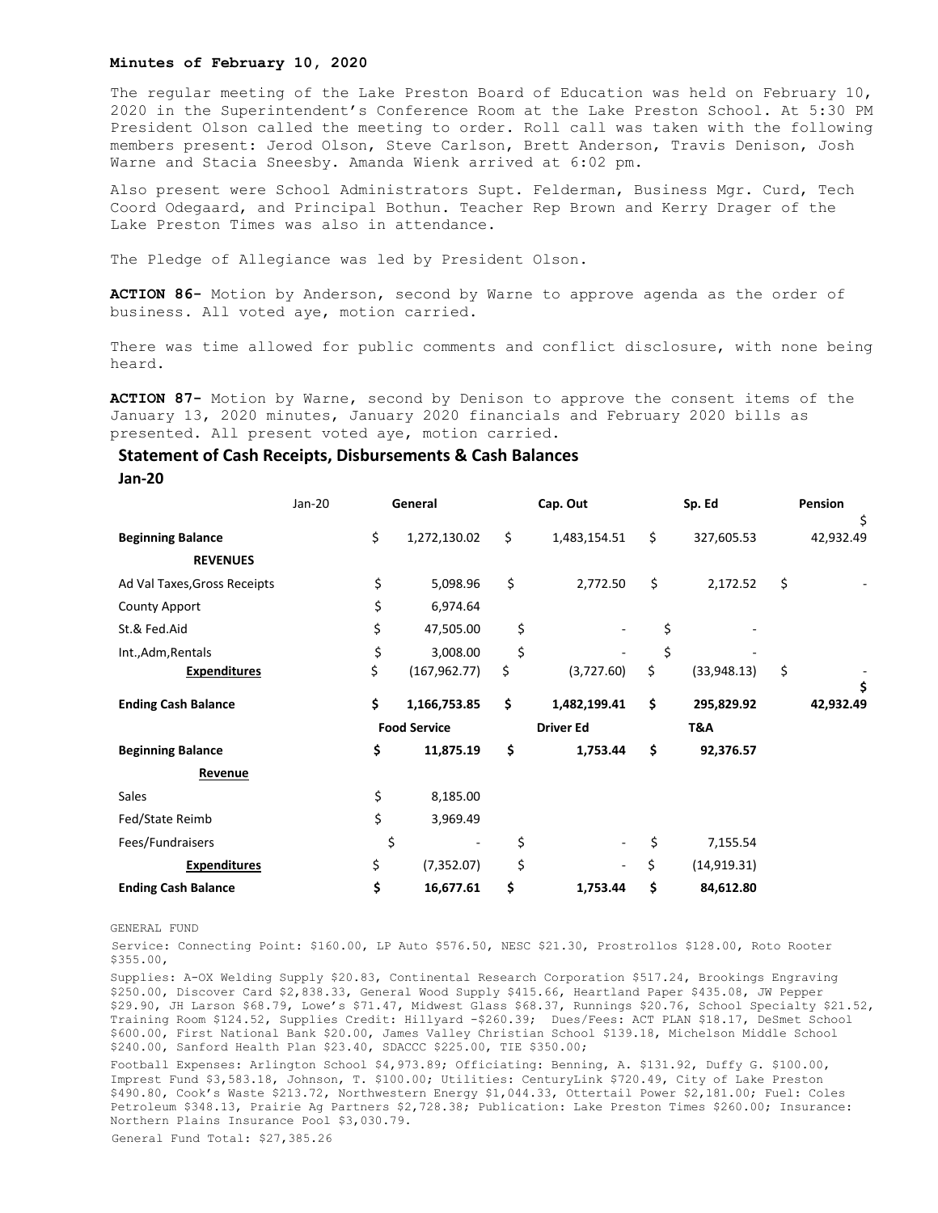**Minutes of February 10, 2020**

The regular meeting of the Lake Preston Board of Education was held on February 10, 2020 in the Superintendent's Conference Room at the Lake Preston School. At 5:30 PM President Olson called the meeting to order. Roll call was taken with the following members present: Jerod Olson, Steve Carlson, Brett Anderson, Travis Denison, Josh Warne and Stacia Sneesby. Amanda Wienk arrived at 6:02 pm.

Also present were School Administrators Supt. Felderman, Business Mgr. Curd, Tech Coord Odegaard, and Principal Bothun. Teacher Rep Brown and Kerry Drager of the Lake Preston Times was also in attendance.

The Pledge of Allegiance was led by President Olson.

**ACTION 86-** Motion by Anderson, second by Warne to approve agenda as the order of business. All voted aye, motion carried.

There was time allowed for public comments and conflict disclosure, with none being heard.

**ACTION 87-** Motion by Warne, second by Denison to approve the consent items of the January 13, 2020 minutes, January 2020 financials and February 2020 bills as presented. All present voted aye, motion carried.

## Statement of Cash Receipts, Disbursements & Cash Balances

**Jan-20**

| Jan-20 | General | Cap. Out | Sp. Ed | Pension |
|---|---|---|---|---|
| **Beginning Balance** | $ 1,272,130.02 | $ 1,483,154.51 | $ 327,605.53 | $ 42,932.49 |
| **REVENUES** | | | | |
| Ad Val Taxes,Gross Receipts | $ 5,098.96 | $ 2,772.50 | $ 2,172.52 | $ - |
| County Apport | $ 6,974.64 | | | |
| St.& Fed.Aid | $ 47,505.00 | $ - | $ - | |
| Int.,Adm,Rentals | $ 3,008.00 | $ - | $ - | |
| **Expenditures** | $ (167,962.77) | $ (3,727.60) | $ (33,948.13) | $ - |
| **Ending Cash Balance** | **$ 1,166,753.85** | **$ 1,482,199.41** | **$ 295,829.92** | **$ 42,932.49** |
| | **Food Service** | **Driver Ed** | **T&A** | |
| **Beginning Balance** | **$ 11,875.19** | **$ 1,753.44** | **$ 92,376.57** | |
| **Revenue** | | | | |
| Sales | $ 8,185.00 | | | |
| Fed/State Reimb | $ 3,969.49 | | | |
| Fees/Fundraisers | $ - | $ - | $ 7,155.54 | |
| **Expenditures** | $ (7,352.07) | $ - | $ (14,919.31) | |
| **Ending Cash Balance** | **$ 16,677.61** | **$ 1,753.44** | **$ 84,612.80** | |

GENERAL FUND

Service: Connecting Point: $160.00, LP Auto $576.50, NESC $21.30, Prostrollos $128.00, Roto Rooter $355.00,

Supplies: A-OX Welding Supply $20.83, Continental Research Corporation $517.24, Brookings Engraving $250.00, Discover Card $2,838.33, General Wood Supply $415.66, Heartland Paper $435.08, JW Pepper $29.90, JH Larson $68.79, Lowe's $71.47, Midwest Glass $68.37, Runnings $20.76, School Specialty $21.52, Training Room $124.52, Supplies Credit: Hillyard -$260.39; Dues/Fees: ACT PLAN $18.17, DeSmet School $600.00, First National Bank $20.00, James Valley Christian School $139.18, Michelson Middle School $240.00, Sanford Health Plan $23.40, SDACCC $225.00, TIE $350.00;

Football Expenses: Arlington School $4,973.89; Officiating: Benning, A. $131.92, Duffy G. $100.00, Imprest Fund $3,583.18, Johnson, T. $100.00; Utilities: CenturyLink $720.49, City of Lake Preston $490.80, Cook's Waste $213.72, Northwestern Energy $1,044.33, Ottertail Power $2,181.00; Fuel: Coles Petroleum $348.13, Prairie Ag Partners $2,728.38; Publication: Lake Preston Times $260.00; Insurance: Northern Plains Insurance Pool $3,030.79.

General Fund Total: $27,385.26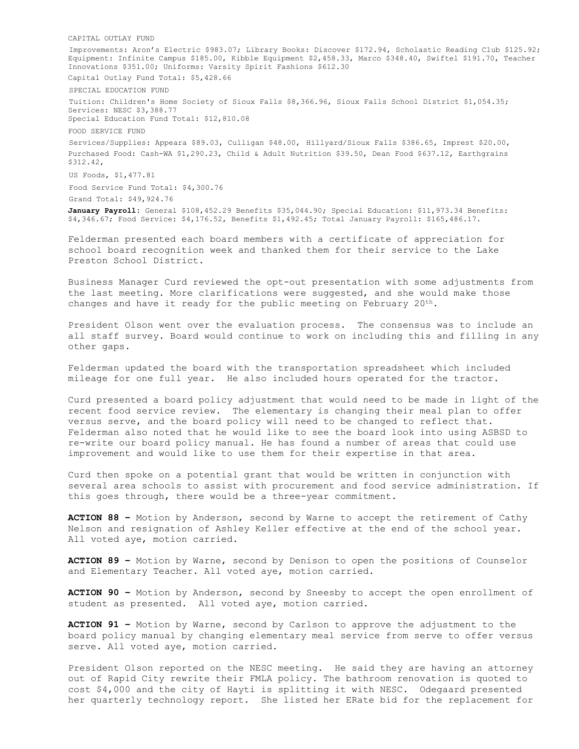CAPITAL OUTLAY FUND

Improvements: Aron's Electric $983.07; Library Books: Discover $172.94, Scholastic Reading Club $125.92; Equipment: Infinite Campus $185.00, Kibble Equipment $2,458.33, Marco $348.40, Swiftel $191.70, Teacher Innovations $351.00; Uniforms: Varsity Spirit Fashions $612.30

Capital Outlay Fund Total: $5,428.66

SPECIAL EDUCATION FUND

Tuition: Children's Home Society of Sioux Falls $8,366.96, Sioux Falls School District $1,054.35; Services: NESC $3,388.77

Special Education Fund Total: $12,810.08

FOOD SERVICE FUND

Services/Supplies: Appeara $89.03, Culligan $48.00, Hillyard/Sioux Falls $386.65, Imprest $20.00, Purchased Food: Cash-WA $1,290.23, Child & Adult Nutrition $39.50, Dean Food $637.12, Earthgrains $312.42,

US Foods, $1,477.81

Food Service Fund Total: $4,300.76

Grand Total: $49,924.76

**January Payroll**: General $108,452.29 Benefits $35,044.90; Special Education: $11,973.34 Benefits: $4,346.67; Food Service: $4,176.52, Benefits $1,492.45; Total January Payroll: $165,486.17.

Felderman presented each board members with a certificate of appreciation for school board recognition week and thanked them for their service to the Lake Preston School District.

Business Manager Curd reviewed the opt-out presentation with some adjustments from the last meeting. More clarifications were suggested, and she would make those changes and have it ready for the public meeting on February 20th.

President Olson went over the evaluation process. The consensus was to include an all staff survey. Board would continue to work on including this and filling in any other gaps.

Felderman updated the board with the transportation spreadsheet which included mileage for one full year. He also included hours operated for the tractor.

Curd presented a board policy adjustment that would need to be made in light of the recent food service review. The elementary is changing their meal plan to offer versus serve, and the board policy will need to be changed to reflect that. Felderman also noted that he would like to see the board look into using ASBSD to re-write our board policy manual. He has found a number of areas that could use improvement and would like to use them for their expertise in that area.

Curd then spoke on a potential grant that would be written in conjunction with several area schools to assist with procurement and food service administration. If this goes through, there would be a three-year commitment.

**ACTION 88 –** Motion by Anderson, second by Warne to accept the retirement of Cathy Nelson and resignation of Ashley Keller effective at the end of the school year. All voted aye, motion carried.

**ACTION 89 –** Motion by Warne, second by Denison to open the positions of Counselor and Elementary Teacher. All voted aye, motion carried.

**ACTION 90 –** Motion by Anderson, second by Sneesby to accept the open enrollment of student as presented. All voted aye, motion carried.

**ACTION 91 –** Motion by Warne, second by Carlson to approve the adjustment to the board policy manual by changing elementary meal service from serve to offer versus serve. All voted aye, motion carried.

President Olson reported on the NESC meeting. He said they are having an attorney out of Rapid City rewrite their FMLA policy. The bathroom renovation is quoted to cost $4,000 and the city of Hayti is splitting it with NESC. Odegaard presented her quarterly technology report. She listed her ERate bid for the replacement for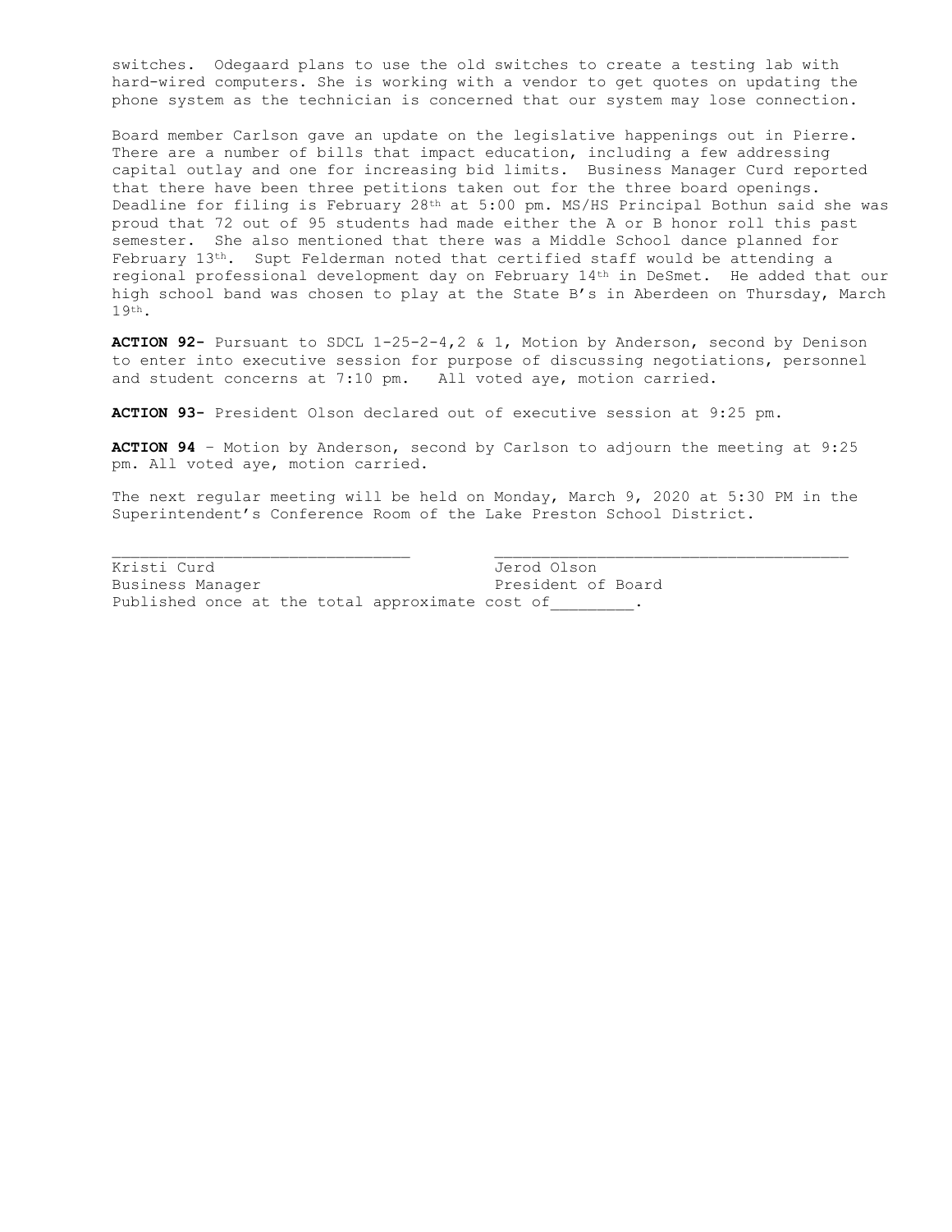switches. Odegaard plans to use the old switches to create a testing lab with hard-wired computers. She is working with a vendor to get quotes on updating the phone system as the technician is concerned that our system may lose connection.

Board member Carlson gave an update on the legislative happenings out in Pierre. There are a number of bills that impact education, including a few addressing capital outlay and one for increasing bid limits. Business Manager Curd reported that there have been three petitions taken out for the three board openings. Deadline for filing is February 28th at 5:00 pm. MS/HS Principal Bothun said she was proud that 72 out of 95 students had made either the A or B honor roll this past semester. She also mentioned that there was a Middle School dance planned for February 13th. Supt Felderman noted that certified staff would be attending a regional professional development day on February 14th in DeSmet. He added that our high school band was chosen to play at the State B's in Aberdeen on Thursday, March 19th.

**ACTION 92-** Pursuant to SDCL 1-25-2-4,2 & 1, Motion by Anderson, second by Denison to enter into executive session for purpose of discussing negotiations, personnel and student concerns at 7:10 pm. All voted aye, motion carried.

**ACTION 93-** President Olson declared out of executive session at 9:25 pm.

**ACTION 94** – Motion by Anderson, second by Carlson to adjourn the meeting at 9:25 pm. All voted aye, motion carried.

The next regular meeting will be held on Monday, March 9, 2020 at 5:30 PM in the Superintendent's Conference Room of the Lake Preston School District.

\_\_\_\_\_\_\_\_\_\_\_\_\_\_\_\_\_\_\_\_\_\_\_\_\_\_\_\_\_\_\_\_ \_\_\_\_\_\_\_\_\_\_\_\_\_\_\_\_\_\_\_\_\_\_\_\_\_\_\_\_\_\_\_\_\_\_\_\_\_\_

Kristi Curd — Business Manager

Jerod Olson — President of Board

Published once at the total approximate cost of\_\_\_\_\_\_\_\_\_.